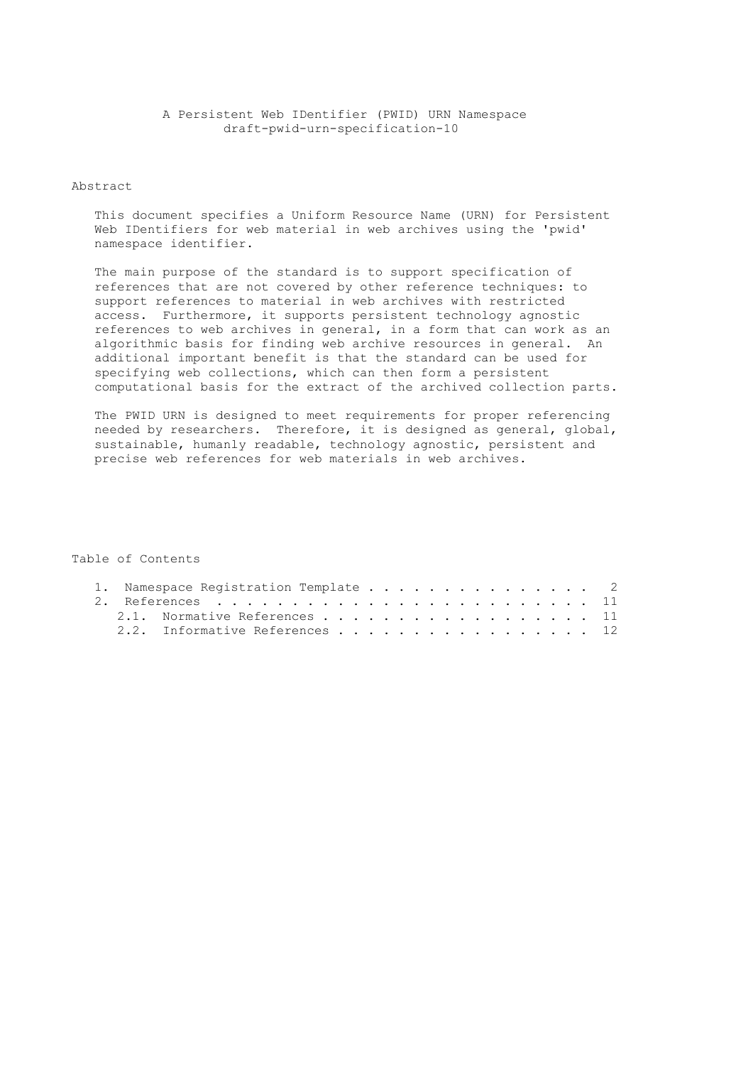# A Persistent Web IDentifier (PWID) URN Namespace

draft-pwid-urn-specification-10

## Abstract

This document specifies a Uniform Resource Name (URN) for Persistent Web IDentifiers for web material in web archives using the 'pwid' namespace identifier.

The main purpose of the standard is to support specification of references that are not covered by other reference techniques: to support references to material in web archives with restricted access. Furthermore, it supports persistent technology agnostic references to web archives in general, in a form that can work as an algorithmic basis for finding web archive resources in general. An additional important benefit is that the standard can be used for specifying web collections, which can then form a persistent computational basis for the extract of the archived collection parts.

The PWID URN is designed to meet requirements for proper referencing needed by researchers. Therefore, it is designed as general, global, sustainable, humanly readable, technology agnostic, persistent and precise web references for web materials in web archives.

## Table of Contents

```
   1.  Namespace Registration Template . . . . . . . . . . . . . . .   2
   2.  References  . . . . . . . . . . . . . . . . . . . . . . . . .  11
     2.1.  Normative References  . . . . . . . . . . . . . . . . . .  11
     2.2.  Informative References  . . . . . . . . . . . . . . . . .  12
```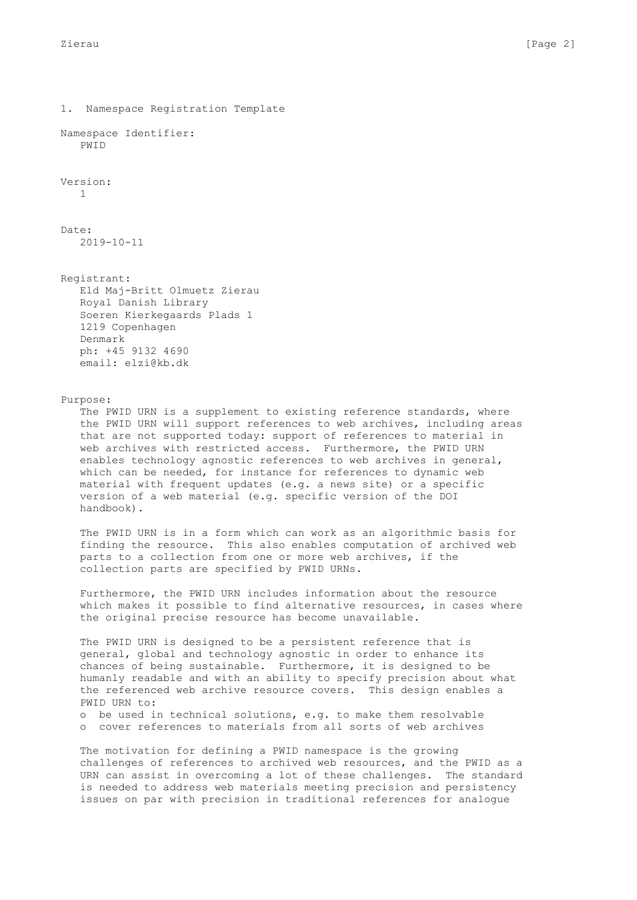# 1. Namespace Registration Template

Namespace Identifier:
PWID

Version:
1

Date:
2019-10-11

Registrant:
Eld Maj-Britt Olmuetz Zierau
Royal Danish Library
Soeren Kierkegaards Plads 1
1219 Copenhagen
Denmark
ph: +45 9132 4690
email: elzi@kb.dk

Purpose:

The PWID URN is a supplement to existing reference standards, where the PWID URN will support references to web archives, including areas that are not supported today: support of references to material in web archives with restricted access. Furthermore, the PWID URN enables technology agnostic references to web archives in general, which can be needed, for instance for references to dynamic web material with frequent updates (e.g. a news site) or a specific version of a web material (e.g. specific version of the DOI handbook).

The PWID URN is in a form which can work as an algorithmic basis for finding the resource. This also enables computation of archived web parts to a collection from one or more web archives, if the collection parts are specified by PWID URNs.

Furthermore, the PWID URN includes information about the resource which makes it possible to find alternative resources, in cases where the original precise resource has become unavailable.

The PWID URN is designed to be a persistent reference that is general, global and technology agnostic in order to enhance its chances of being sustainable. Furthermore, it is designed to be humanly readable and with an ability to specify precision about what the referenced web archive resource covers. This design enables a PWID URN to:

- be used in technical solutions, e.g. to make them resolvable
- cover references to materials from all sorts of web archives

The motivation for defining a PWID namespace is the growing challenges of references to archived web resources, and the PWID as a URN can assist in overcoming a lot of these challenges. The standard is needed to address web materials meeting precision and persistency issues on par with precision in traditional references for analogue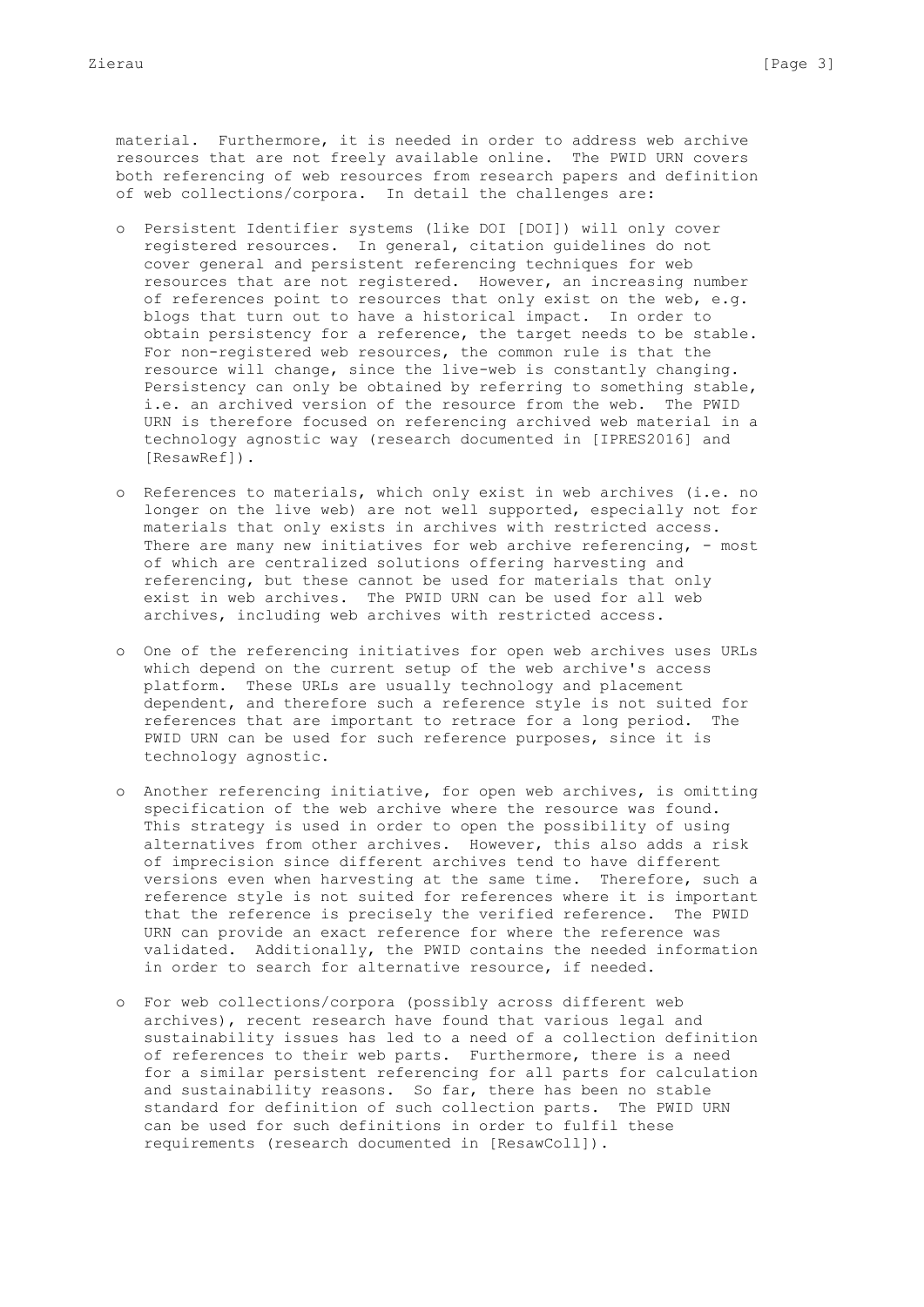material. Furthermore, it is needed in order to address web archive resources that are not freely available online. The PWID URN covers both referencing of web resources from research papers and definition of web collections/corpora. In detail the challenges are:

- Persistent Identifier systems (like DOI [DOI]) will only cover registered resources. In general, citation guidelines do not cover general and persistent referencing techniques for web resources that are not registered. However, an increasing number of references point to resources that only exist on the web, e.g. blogs that turn out to have a historical impact. In order to obtain persistency for a reference, the target needs to be stable. For non-registered web resources, the common rule is that the resource will change, since the live-web is constantly changing. Persistency can only be obtained by referring to something stable, i.e. an archived version of the resource from the web. The PWID URN is therefore focused on referencing archived web material in a technology agnostic way (research documented in [IPRES2016] and [ResawRef]).

- References to materials, which only exist in web archives (i.e. no longer on the live web) are not well supported, especially not for materials that only exists in archives with restricted access. There are many new initiatives for web archive referencing, - most of which are centralized solutions offering harvesting and referencing, but these cannot be used for materials that only exist in web archives. The PWID URN can be used for all web archives, including web archives with restricted access.

- One of the referencing initiatives for open web archives uses URLs which depend on the current setup of the web archive's access platform. These URLs are usually technology and placement dependent, and therefore such a reference style is not suited for references that are important to retrace for a long period. The PWID URN can be used for such reference purposes, since it is technology agnostic.

- Another referencing initiative, for open web archives, is omitting specification of the web archive where the resource was found. This strategy is used in order to open the possibility of using alternatives from other archives. However, this also adds a risk of imprecision since different archives tend to have different versions even when harvesting at the same time. Therefore, such a reference style is not suited for references where it is important that the reference is precisely the verified reference. The PWID URN can provide an exact reference for where the reference was validated. Additionally, the PWID contains the needed information in order to search for alternative resource, if needed.

- For web collections/corpora (possibly across different web archives), recent research have found that various legal and sustainability issues has led to a need of a collection definition of references to their web parts. Furthermore, there is a need for a similar persistent referencing for all parts for calculation and sustainability reasons. So far, there has been no stable standard for definition of such collection parts. The PWID URN can be used for such definitions in order to fulfil these requirements (research documented in [ResawColl]).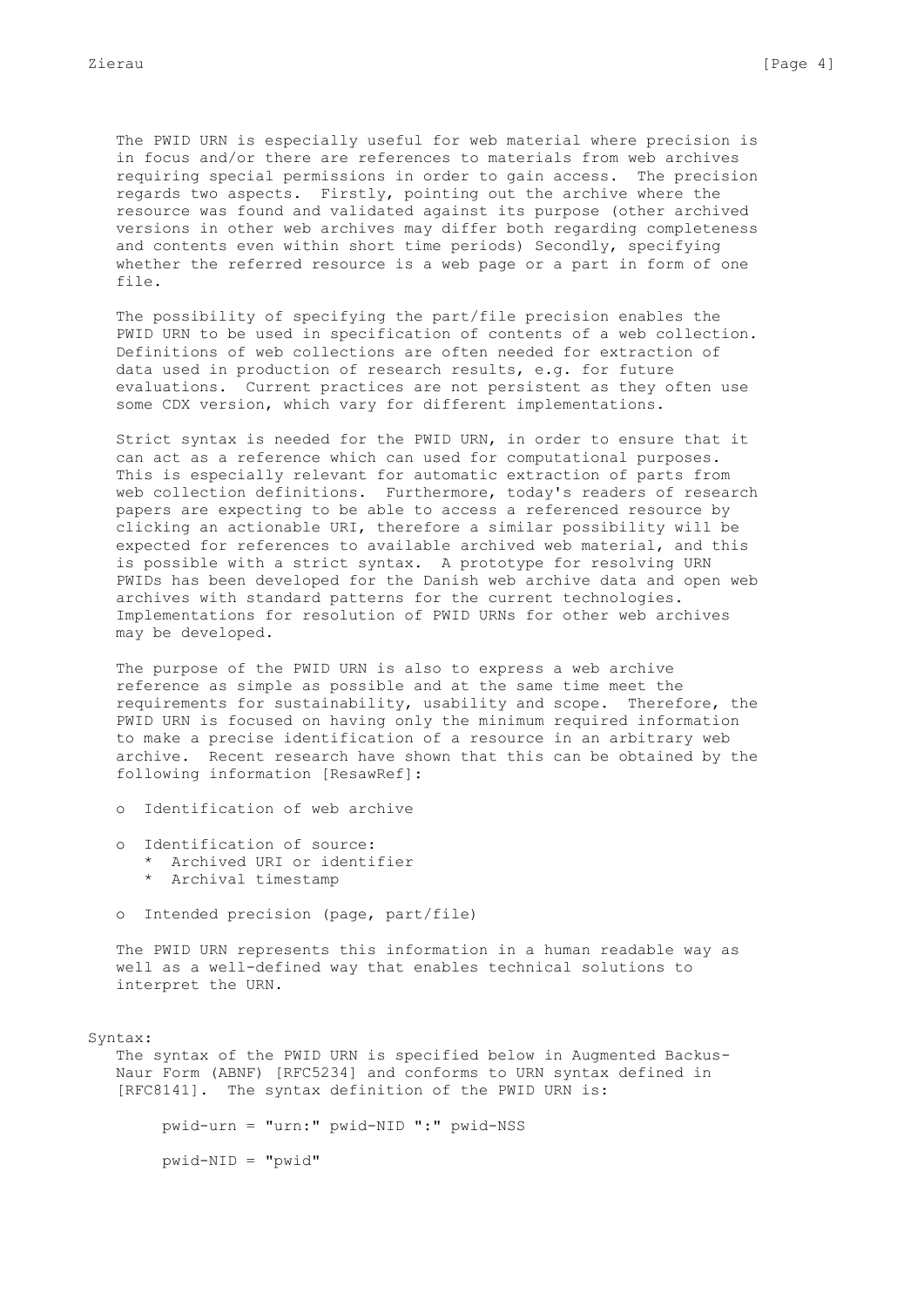The PWID URN is especially useful for web material where precision is in focus and/or there are references to materials from web archives requiring special permissions in order to gain access. The precision regards two aspects. Firstly, pointing out the archive where the resource was found and validated against its purpose (other archived versions in other web archives may differ both regarding completeness and contents even within short time periods) Secondly, specifying whether the referred resource is a web page or a part in form of one file.

The possibility of specifying the part/file precision enables the PWID URN to be used in specification of contents of a web collection. Definitions of web collections are often needed for extraction of data used in production of research results, e.g. for future evaluations. Current practices are not persistent as they often use some CDX version, which vary for different implementations.

Strict syntax is needed for the PWID URN, in order to ensure that it can act as a reference which can used for computational purposes. This is especially relevant for automatic extraction of parts from web collection definitions. Furthermore, today's readers of research papers are expecting to be able to access a referenced resource by clicking an actionable URI, therefore a similar possibility will be expected for references to available archived web material, and this is possible with a strict syntax. A prototype for resolving URN PWIDs has been developed for the Danish web archive data and open web archives with standard patterns for the current technologies. Implementations for resolution of PWID URNs for other web archives may be developed.

The purpose of the PWID URN is also to express a web archive reference as simple as possible and at the same time meet the requirements for sustainability, usability and scope. Therefore, the PWID URN is focused on having only the minimum required information to make a precise identification of a resource in an arbitrary web archive. Recent research have shown that this can be obtained by the following information [ResawRef]:

- Identification of web archive
- Identification of source:
  - Archived URI or identifier
  - Archival timestamp
- Intended precision (page, part/file)

The PWID URN represents this information in a human readable way as well as a well-defined way that enables technical solutions to interpret the URN.

Syntax:

The syntax of the PWID URN is specified below in Augmented Backus-Naur Form (ABNF) [RFC5234] and conforms to URN syntax defined in [RFC8141]. The syntax definition of the PWID URN is:

```
pwid-urn = "urn:" pwid-NID ":" pwid-NSS

pwid-NID = "pwid"
```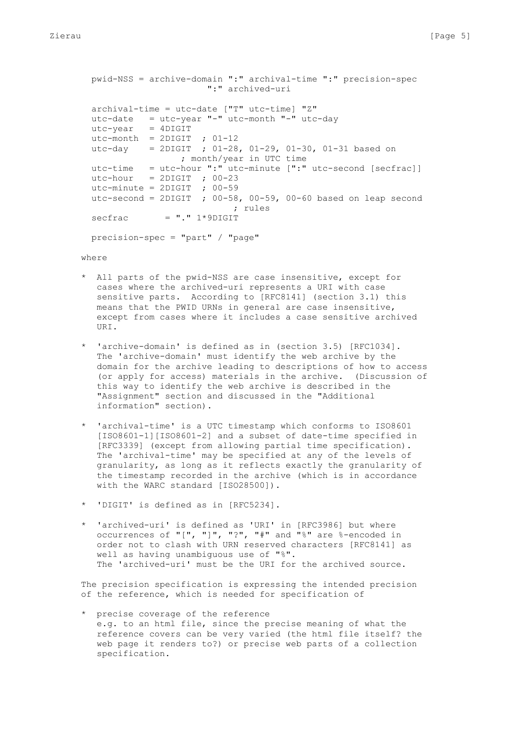```
pwid-NSS = archive-domain ":" archival-time ":" precision-spec
                      ":" archived-uri

archival-time = utc-date ["T" utc-time] "Z"
utc-date   = utc-year "-" utc-month "-" utc-day
utc-year   = 4DIGIT
utc-month  = 2DIGIT  ; 01-12
utc-day    = 2DIGIT  ; 01-28, 01-29, 01-30, 01-31 based on
                ; month/year in UTC time
utc-time   = utc-hour ":" utc-minute [":" utc-second [secfrac]]
utc-hour   = 2DIGIT  ; 00-23
utc-minute = 2DIGIT  ; 00-59
utc-second = 2DIGIT  ; 00-58, 00-59, 00-60 based on leap second
                          ; rules
secfrac       = "." 1*9DIGIT

precision-spec = "part" / "page"
```

where

* All parts of the pwid-NSS are case insensitive, except for cases where the archived-uri represents a URI with case sensitive parts. According to [RFC8141] (section 3.1) this means that the PWID URNs in general are case insensitive, except from cases where it includes a case sensitive archived URI.

* 'archive-domain' is defined as in (section 3.5) [RFC1034]. The 'archive-domain' must identify the web archive by the domain for the archive leading to descriptions of how to access (or apply for access) materials in the archive. (Discussion of this way to identify the web archive is described in the "Assignment" section and discussed in the "Additional information" section).

* 'archival-time' is a UTC timestamp which conforms to ISO8601 [ISO8601-1][ISO8601-2] and a subset of date-time specified in [RFC3339] (except from allowing partial time specification). The 'archival-time' may be specified at any of the levels of granularity, as long as it reflects exactly the granularity of the timestamp recorded in the archive (which is in accordance with the WARC standard [ISO28500]).

* 'DIGIT' is defined as in [RFC5234].

* 'archived-uri' is defined as 'URI' in [RFC3986] but where occurrences of "[", "]", "?", "#" and "%" are %-encoded in order not to clash with URN reserved characters [RFC8141] as well as having unambiguous use of "%". The 'archived-uri' must be the URI for the archived source.

The precision specification is expressing the intended precision of the reference, which is needed for specification of

* precise coverage of the reference e.g. to an html file, since the precise meaning of what the reference covers can be very varied (the html file itself? the web page it renders to?) or precise web parts of a collection specification.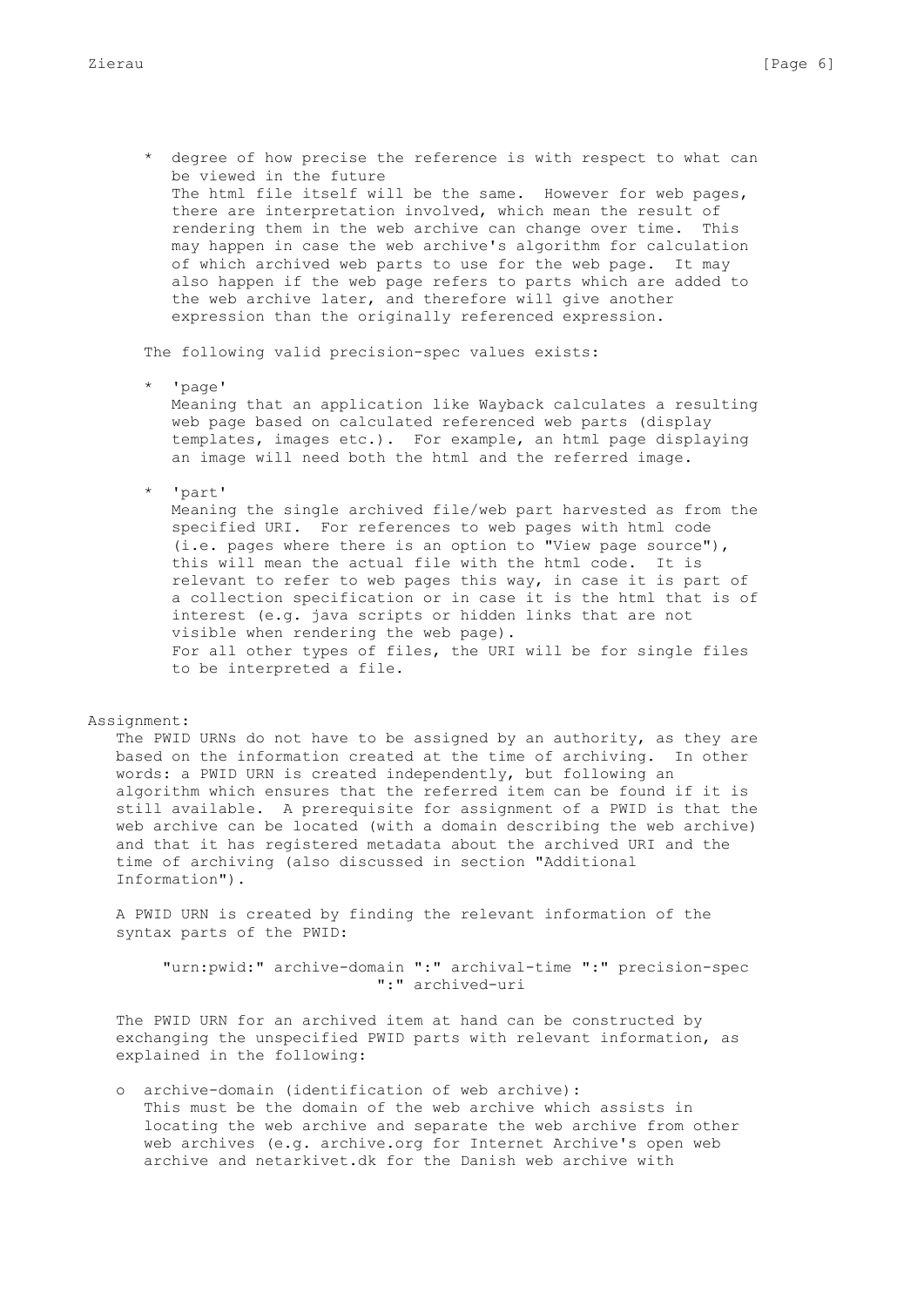* degree of how precise the reference is with respect to what can be viewed in the future
  The html file itself will be the same. However for web pages, there are interpretation involved, which mean the result of rendering them in the web archive can change over time. This may happen in case the web archive's algorithm for calculation of which archived web parts to use for the web page. It may also happen if the web page refers to parts which are added to the web archive later, and therefore will give another expression than the originally referenced expression.

The following valid precision-spec values exists:

* 'page'
  Meaning that an application like Wayback calculates a resulting web page based on calculated referenced web parts (display templates, images etc.). For example, an html page displaying an image will need both the html and the referred image.

* 'part'
  Meaning the single archived file/web part harvested as from the specified URI. For references to web pages with html code (i.e. pages where there is an option to "View page source"), this will mean the actual file with the html code. It is relevant to refer to web pages this way, in case it is part of a collection specification or in case it is the html that is of interest (e.g. java scripts or hidden links that are not visible when rendering the web page).
  For all other types of files, the URI will be for single files to be interpreted a file.

Assignment:

The PWID URNs do not have to be assigned by an authority, as they are based on the information created at the time of archiving. In other words: a PWID URN is created independently, but following an algorithm which ensures that the referred item can be found if it is still available. A prerequisite for assignment of a PWID is that the web archive can be located (with a domain describing the web archive) and that it has registered metadata about the archived URI and the time of archiving (also discussed in section "Additional Information").

A PWID URN is created by finding the relevant information of the syntax parts of the PWID:

```
"urn:pwid:" archive-domain ":" archival-time ":" precision-spec
                          ":" archived-uri
```

The PWID URN for an archived item at hand can be constructed by exchanging the unspecified PWID parts with relevant information, as explained in the following:

o archive-domain (identification of web archive):
  This must be the domain of the web archive which assists in locating the web archive and separate the web archive from other web archives (e.g. archive.org for Internet Archive's open web archive and netarkivet.dk for the Danish web archive with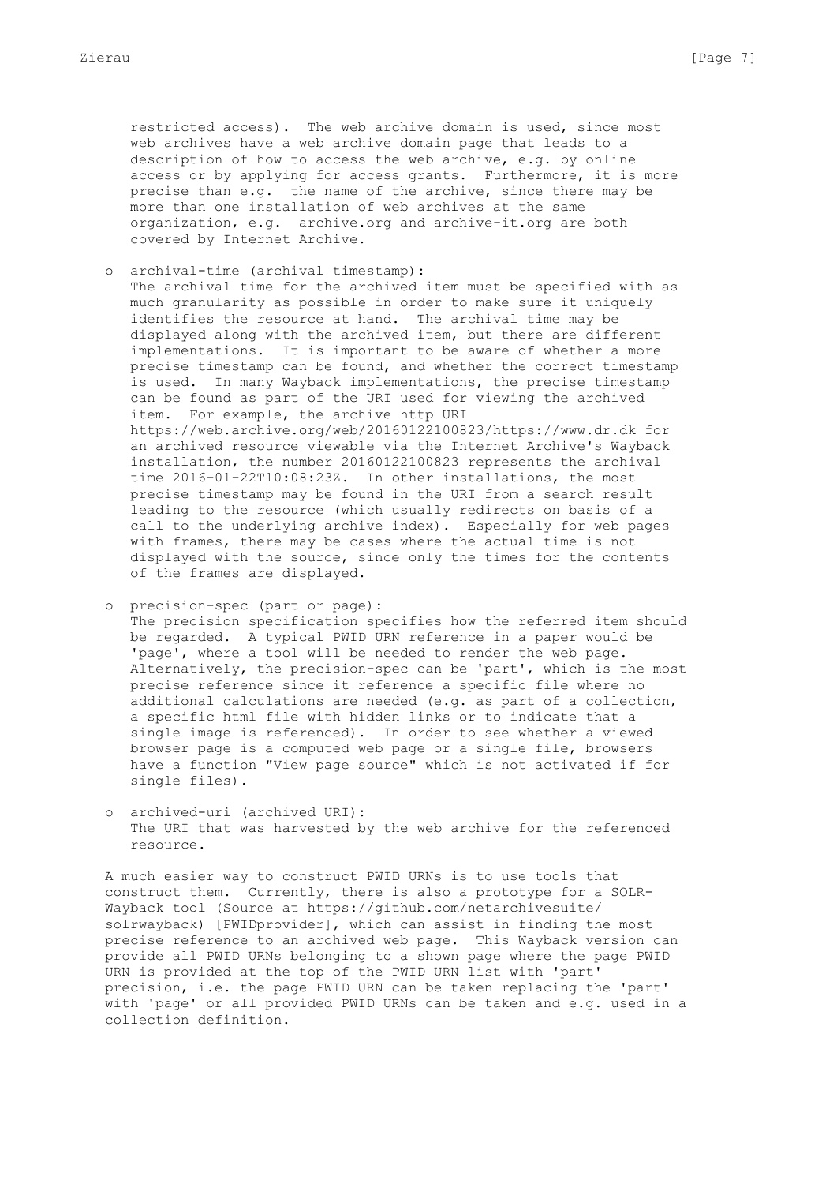restricted access). The web archive domain is used, since most web archives have a web archive domain page that leads to a description of how to access the web archive, e.g. by online access or by applying for access grants. Furthermore, it is more precise than e.g. the name of the archive, since there may be more than one installation of web archives at the same organization, e.g. archive.org and archive-it.org are both covered by Internet Archive.

- archival-time (archival timestamp):
  The archival time for the archived item must be specified with as much granularity as possible in order to make sure it uniquely identifies the resource at hand. The archival time may be displayed along with the archived item, but there are different implementations. It is important to be aware of whether a more precise timestamp can be found, and whether the correct timestamp is used. In many Wayback implementations, the precise timestamp can be found as part of the URI used for viewing the archived item. For example, the archive http URI https://web.archive.org/web/20160122100823/https://www.dr.dk for an archived resource viewable via the Internet Archive's Wayback installation, the number 20160122100823 represents the archival time 2016-01-22T10:08:23Z. In other installations, the most precise timestamp may be found in the URI from a search result leading to the resource (which usually redirects on basis of a call to the underlying archive index). Especially for web pages with frames, there may be cases where the actual time is not displayed with the source, since only the times for the contents of the frames are displayed.

- precision-spec (part or page):
  The precision specification specifies how the referred item should be regarded. A typical PWID URN reference in a paper would be 'page', where a tool will be needed to render the web page. Alternatively, the precision-spec can be 'part', which is the most precise reference since it reference a specific file where no additional calculations are needed (e.g. as part of a collection, a specific html file with hidden links or to indicate that a single image is referenced). In order to see whether a viewed browser page is a computed web page or a single file, browsers have a function "View page source" which is not activated if for single files).

- archived-uri (archived URI):
  The URI that was harvested by the web archive for the referenced resource.

A much easier way to construct PWID URNs is to use tools that construct them. Currently, there is also a prototype for a SOLR-Wayback tool (Source at https://github.com/netarchivesuite/solrwayback) [PWIDprovider], which can assist in finding the most precise reference to an archived web page. This Wayback version can provide all PWID URNs belonging to a shown page where the page PWID URN is provided at the top of the PWID URN list with 'part' precision, i.e. the page PWID URN can be taken replacing the 'part' with 'page' or all provided PWID URNs can be taken and e.g. used in a collection definition.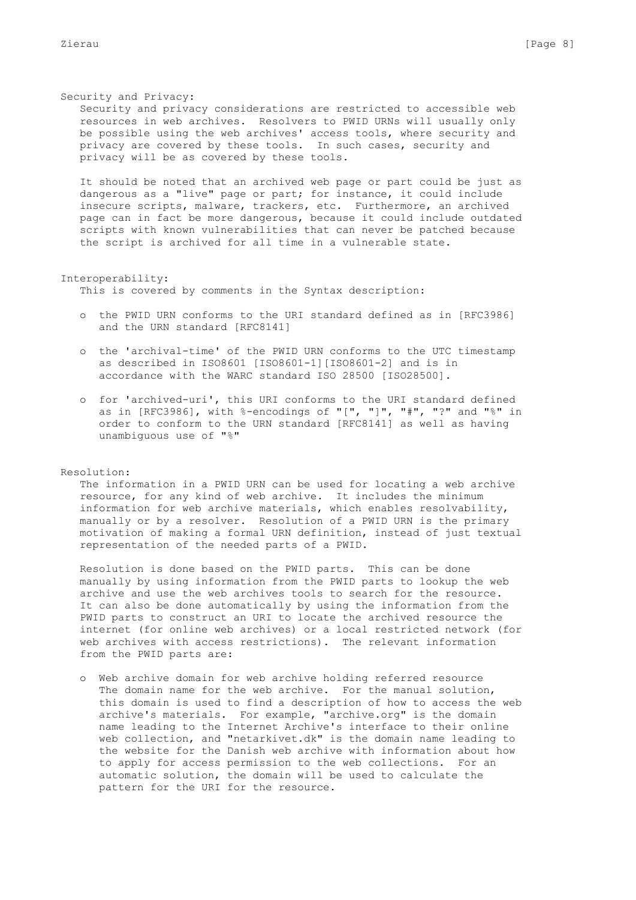Security and Privacy:

Security and privacy considerations are restricted to accessible web resources in web archives. Resolvers to PWID URNs will usually only be possible using the web archives' access tools, where security and privacy are covered by these tools. In such cases, security and privacy will be as covered by these tools.

It should be noted that an archived web page or part could be just as dangerous as a "live" page or part; for instance, it could include insecure scripts, malware, trackers, etc. Furthermore, an archived page can in fact be more dangerous, because it could include outdated scripts with known vulnerabilities that can never be patched because the script is archived for all time in a vulnerable state.

Interoperability:

This is covered by comments in the Syntax description:

- the PWID URN conforms to the URI standard defined as in [RFC3986] and the URN standard [RFC8141]
- the 'archival-time' of the PWID URN conforms to the UTC timestamp as described in ISO8601 [ISO8601-1][ISO8601-2] and is in accordance with the WARC standard ISO 28500 [ISO28500].
- for 'archived-uri', this URI conforms to the URI standard defined as in [RFC3986], with %-encodings of "[", "]", "#", "?" and "%" in order to conform to the URN standard [RFC8141] as well as having unambiguous use of "%"

Resolution:

The information in a PWID URN can be used for locating a web archive resource, for any kind of web archive. It includes the minimum information for web archive materials, which enables resolvability, manually or by a resolver. Resolution of a PWID URN is the primary motivation of making a formal URN definition, instead of just textual representation of the needed parts of a PWID.

Resolution is done based on the PWID parts. This can be done manually by using information from the PWID parts to lookup the web archive and use the web archives tools to search for the resource. It can also be done automatically by using the information from the PWID parts to construct an URI to locate the archived resource the internet (for online web archives) or a local restricted network (for web archives with access restrictions). The relevant information from the PWID parts are:

- Web archive domain for web archive holding referred resource
  The domain name for the web archive. For the manual solution, this domain is used to find a description of how to access the web archive's materials. For example, "archive.org" is the domain name leading to the Internet Archive's interface to their online web collection, and "netarkivet.dk" is the domain name leading to the website for the Danish web archive with information about how to apply for access permission to the web collections. For an automatic solution, the domain will be used to calculate the pattern for the URI for the resource.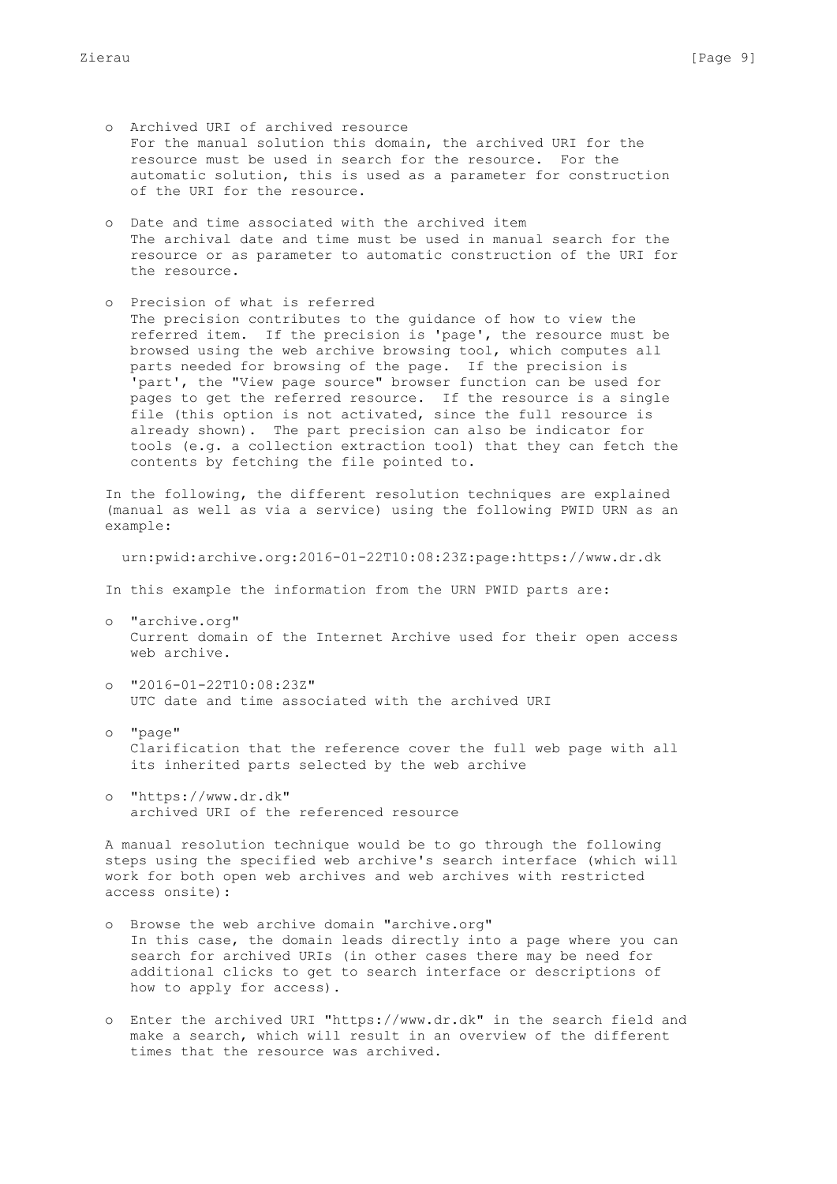- Archived URI of archived resource
  For the manual solution this domain, the archived URI for the resource must be used in search for the resource. For the automatic solution, this is used as a parameter for construction of the URI for the resource.

- Date and time associated with the archived item
  The archival date and time must be used in manual search for the resource or as parameter to automatic construction of the URI for the resource.

- Precision of what is referred
  The precision contributes to the guidance of how to view the referred item. If the precision is 'page', the resource must be browsed using the web archive browsing tool, which computes all parts needed for browsing of the page. If the precision is 'part', the "View page source" browser function can be used for pages to get the referred resource. If the resource is a single file (this option is not activated, since the full resource is already shown). The part precision can also be indicator for tools (e.g. a collection extraction tool) that they can fetch the contents by fetching the file pointed to.

In the following, the different resolution techniques are explained (manual as well as via a service) using the following PWID URN as an example:

```
urn:pwid:archive.org:2016-01-22T10:08:23Z:page:https://www.dr.dk
```

In this example the information from the URN PWID parts are:

- "archive.org"
  Current domain of the Internet Archive used for their open access web archive.

- "2016-01-22T10:08:23Z"
  UTC date and time associated with the archived URI

- "page"
  Clarification that the reference cover the full web page with all its inherited parts selected by the web archive

- "https://www.dr.dk"
  archived URI of the referenced resource

A manual resolution technique would be to go through the following steps using the specified web archive's search interface (which will work for both open web archives and web archives with restricted access onsite):

- Browse the web archive domain "archive.org"
  In this case, the domain leads directly into a page where you can search for archived URIs (in other cases there may be need for additional clicks to get to search interface or descriptions of how to apply for access).

- Enter the archived URI "https://www.dr.dk" in the search field and make a search, which will result in an overview of the different times that the resource was archived.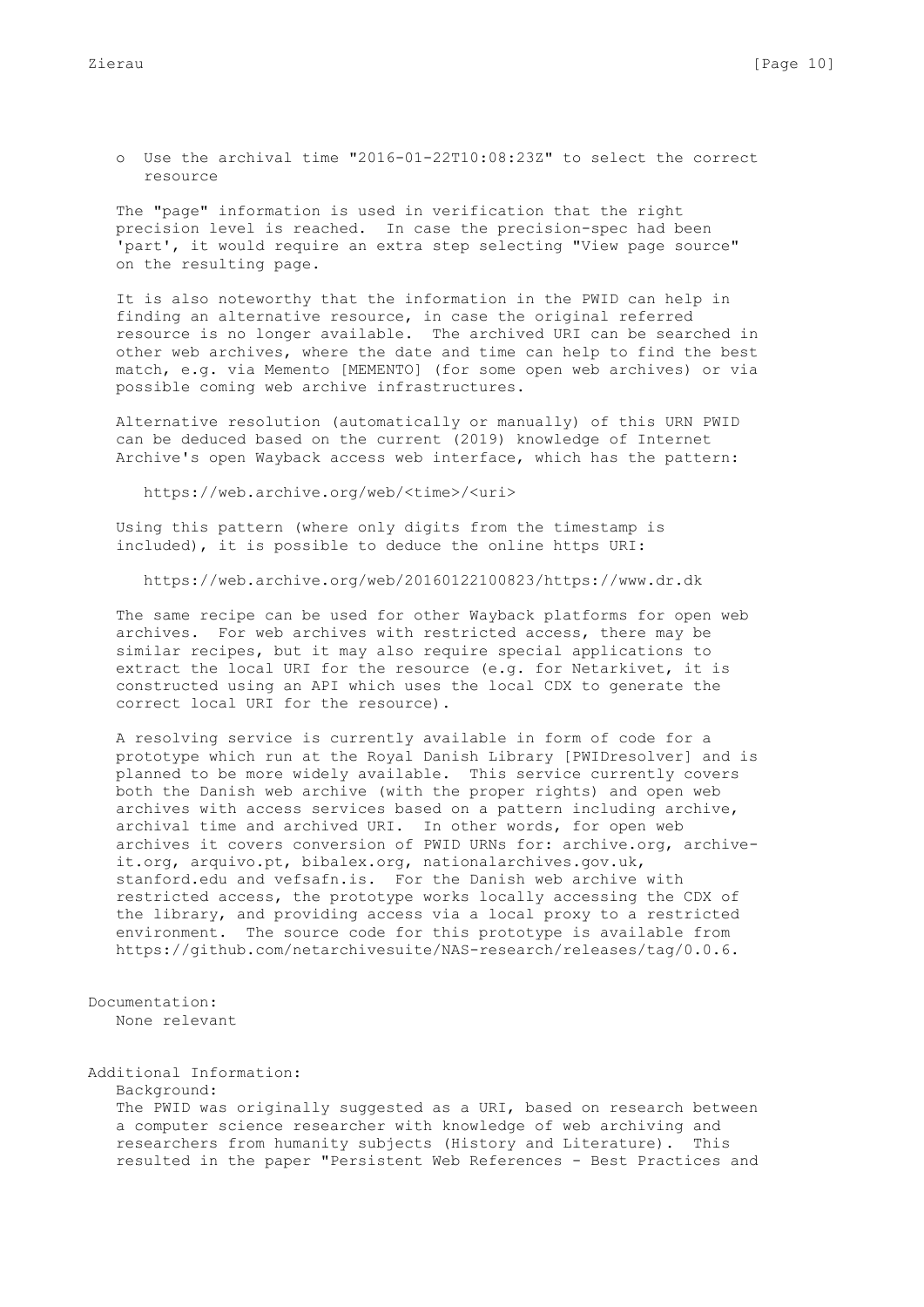- Use the archival time "2016-01-22T10:08:23Z" to select the correct resource

The "page" information is used in verification that the right precision level is reached. In case the precision-spec had been 'part', it would require an extra step selecting "View page source" on the resulting page.

It is also noteworthy that the information in the PWID can help in finding an alternative resource, in case the original referred resource is no longer available. The archived URI can be searched in other web archives, where the date and time can help to find the best match, e.g. via Memento [MEMENTO] (for some open web archives) or via possible coming web archive infrastructures.

Alternative resolution (automatically or manually) of this URN PWID can be deduced based on the current (2019) knowledge of Internet Archive's open Wayback access web interface, which has the pattern:

```
https://web.archive.org/web/<time>/<uri>
```

Using this pattern (where only digits from the timestamp is included), it is possible to deduce the online https URI:

```
https://web.archive.org/web/20160122100823/https://www.dr.dk
```

The same recipe can be used for other Wayback platforms for open web archives. For web archives with restricted access, there may be similar recipes, but it may also require special applications to extract the local URI for the resource (e.g. for Netarkivet, it is constructed using an API which uses the local CDX to generate the correct local URI for the resource).

A resolving service is currently available in form of code for a prototype which run at the Royal Danish Library [PWIDresolver] and is planned to be more widely available. This service currently covers both the Danish web archive (with the proper rights) and open web archives with access services based on a pattern including archive, archival time and archived URI. In other words, for open web archives it covers conversion of PWID URNs for: archive.org, archive-it.org, arquivo.pt, bibalex.org, nationalarchives.gov.uk, stanford.edu and vefsafn.is. For the Danish web archive with restricted access, the prototype works locally accessing the CDX of the library, and providing access via a local proxy to a restricted environment. The source code for this prototype is available from https://github.com/netarchivesuite/NAS-research/releases/tag/0.0.6.

Documentation:
None relevant

Additional Information:
Background:
The PWID was originally suggested as a URI, based on research between a computer science researcher with knowledge of web archiving and researchers from humanity subjects (History and Literature). This resulted in the paper "Persistent Web References - Best Practices and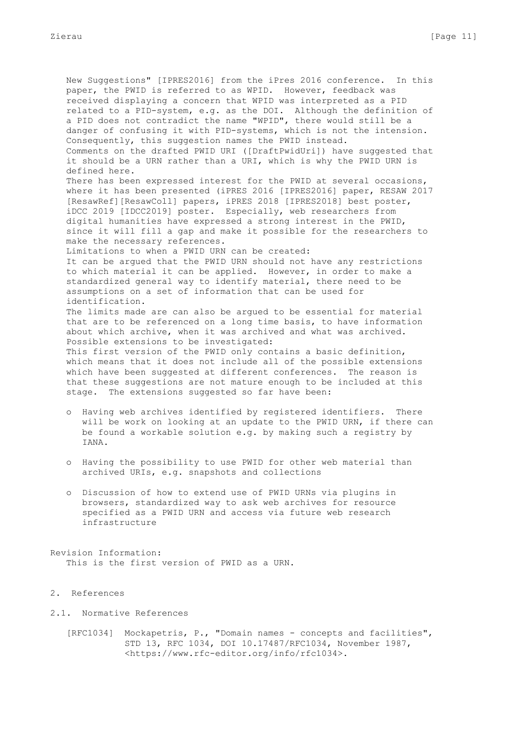New Suggestions" [IPRES2016] from the iPres 2016 conference. In this paper, the PWID is referred to as WPID. However, feedback was received displaying a concern that WPID was interpreted as a PID related to a PID-system, e.g. as the DOI. Although the definition of a PID does not contradict the name "WPID", there would still be a danger of confusing it with PID-systems, which is not the intension. Consequently, this suggestion names the PWID instead.

Comments on the drafted PWID URI ([DraftPwidUri]) have suggested that it should be a URN rather than a URI, which is why the PWID URN is defined here.

There has been expressed interest for the PWID at several occasions, where it has been presented (iPRES 2016 [IPRES2016] paper, RESAW 2017 [ResawRef][ResawColl] papers, iPRES 2018 [IPRES2018] best poster, iDCC 2019 [IDCC2019] poster. Especially, web researchers from digital humanities have expressed a strong interest in the PWID, since it will fill a gap and make it possible for the researchers to make the necessary references.

Limitations to when a PWID URN can be created:

It can be argued that the PWID URN should not have any restrictions to which material it can be applied. However, in order to make a standardized general way to identify material, there need to be assumptions on a set of information that can be used for identification.

The limits made are can also be argued to be essential for material that are to be referenced on a long time basis, to have information about which archive, when it was archived and what was archived.

Possible extensions to be investigated:

This first version of the PWID only contains a basic definition, which means that it does not include all of the possible extensions which have been suggested at different conferences. The reason is that these suggestions are not mature enough to be included at this stage. The extensions suggested so far have been:

- Having web archives identified by registered identifiers. There will be work on looking at an update to the PWID URN, if there can be found a workable solution e.g. by making such a registry by IANA.
- Having the possibility to use PWID for other web material than archived URIs, e.g. snapshots and collections
- Discussion of how to extend use of PWID URNs via plugins in browsers, standardized way to ask web archives for resource specified as a PWID URN and access via future web research infrastructure

Revision Information:
This is the first version of PWID as a URN.

## 2. References

### 2.1. Normative References

[RFC1034] Mockapetris, P., "Domain names - concepts and facilities", STD 13, RFC 1034, DOI 10.17487/RFC1034, November 1987, <https://www.rfc-editor.org/info/rfc1034>.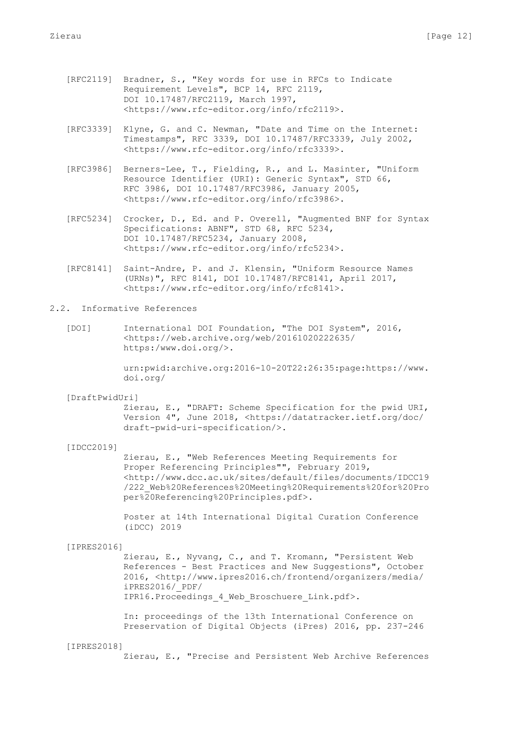[RFC2119] Bradner, S., "Key words for use in RFCs to Indicate Requirement Levels", BCP 14, RFC 2119, DOI 10.17487/RFC2119, March 1997, <https://www.rfc-editor.org/info/rfc2119>.

[RFC3339] Klyne, G. and C. Newman, "Date and Time on the Internet: Timestamps", RFC 3339, DOI 10.17487/RFC3339, July 2002, <https://www.rfc-editor.org/info/rfc3339>.

[RFC3986] Berners-Lee, T., Fielding, R., and L. Masinter, "Uniform Resource Identifier (URI): Generic Syntax", STD 66, RFC 3986, DOI 10.17487/RFC3986, January 2005, <https://www.rfc-editor.org/info/rfc3986>.

[RFC5234] Crocker, D., Ed. and P. Overell, "Augmented BNF for Syntax Specifications: ABNF", STD 68, RFC 5234, DOI 10.17487/RFC5234, January 2008, <https://www.rfc-editor.org/info/rfc5234>.

[RFC8141] Saint-Andre, P. and J. Klensin, "Uniform Resource Names (URNs)", RFC 8141, DOI 10.17487/RFC8141, April 2017, <https://www.rfc-editor.org/info/rfc8141>.

## 2.2. Informative References

[DOI] International DOI Foundation, "The DOI System", 2016, <https://web.archive.org/web/20161020222635/https:/www.doi.org/>.

urn:pwid:archive.org:2016-10-20T22:26:35:page:https://www.doi.org/

[DraftPwidUri] Zierau, E., "DRAFT: Scheme Specification for the pwid URI, Version 4", June 2018, <https://datatracker.ietf.org/doc/draft-pwid-uri-specification/>.

[IDCC2019] Zierau, E., "Web References Meeting Requirements for Proper Referencing Principles"", February 2019, <http://www.dcc.ac.uk/sites/default/files/documents/IDCC19/222_Web%20References%20Meeting%20Requirements%20for%20Proper%20Referencing%20Principles.pdf>.

Poster at 14th International Digital Curation Conference (iDCC) 2019

[IPRES2016] Zierau, E., Nyvang, C., and T. Kromann, "Persistent Web References - Best Practices and New Suggestions", October 2016, <http://www.ipres2016.ch/frontend/organizers/media/iPRES2016/_PDF/IPR16.Proceedings_4_Web_Broschuere_Link.pdf>.

In: proceedings of the 13th International Conference on Preservation of Digital Objects (iPres) 2016, pp. 237-246

[IPRES2018] Zierau, E., "Precise and Persistent Web Archive References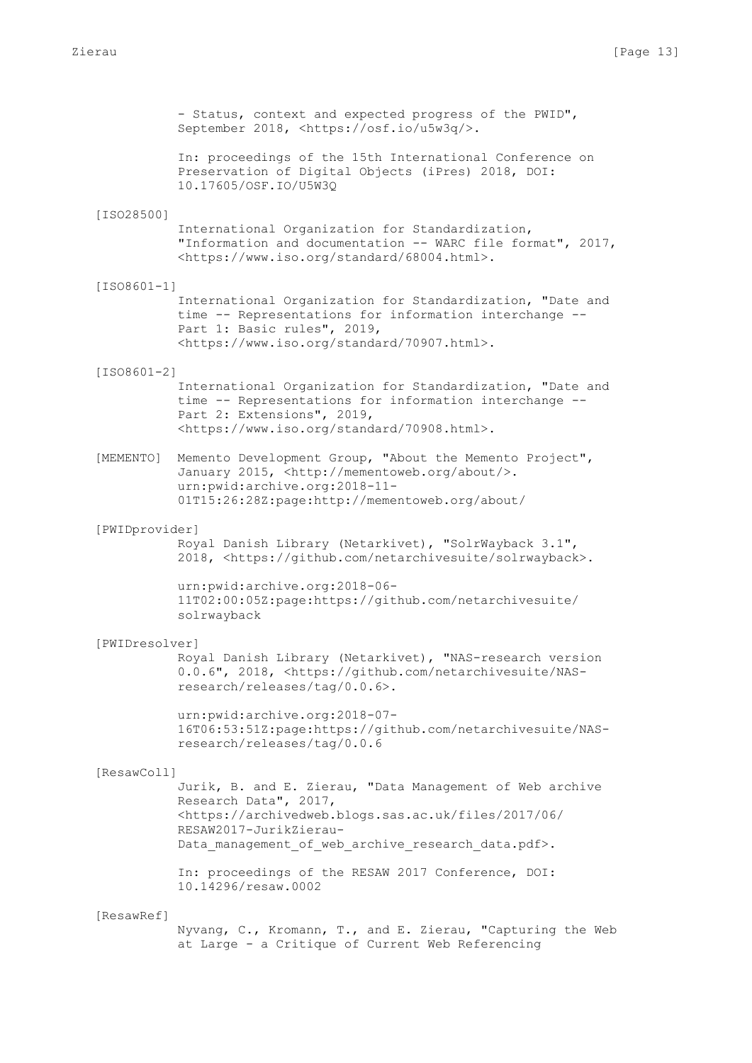- Status, context and expected progress of the PWID", September 2018, <https://osf.io/u5w3q/>.

In: proceedings of the 15th International Conference on Preservation of Digital Objects (iPres) 2018, DOI: 10.17605/OSF.IO/U5W3Q

[ISO28500]
International Organization for Standardization, "Information and documentation -- WARC file format", 2017, <https://www.iso.org/standard/68004.html>.

[ISO8601-1]
International Organization for Standardization, "Date and time -- Representations for information interchange -- Part 1: Basic rules", 2019, <https://www.iso.org/standard/70907.html>.

[ISO8601-2]
International Organization for Standardization, "Date and time -- Representations for information interchange -- Part 2: Extensions", 2019, <https://www.iso.org/standard/70908.html>.

[MEMENTO] Memento Development Group, "About the Memento Project", January 2015, <http://mementoweb.org/about/>. urn:pwid:archive.org:2018-11-01T15:26:28Z:page:http://mementoweb.org/about/

[PWIDprovider]
Royal Danish Library (Netarkivet), "SolrWayback 3.1", 2018, <https://github.com/netarchivesuite/solrwayback>.

urn:pwid:archive.org:2018-06-11T02:00:05Z:page:https://github.com/netarchivesuite/solrwayback

[PWIDresolver]
Royal Danish Library (Netarkivet), "NAS-research version 0.0.6", 2018, <https://github.com/netarchivesuite/NAS-research/releases/tag/0.0.6>.

urn:pwid:archive.org:2018-07-16T06:53:51Z:page:https://github.com/netarchivesuite/NAS-research/releases/tag/0.0.6

[ResawColl]
Jurik, B. and E. Zierau, "Data Management of Web archive Research Data", 2017, <https://archivedweb.blogs.sas.ac.uk/files/2017/06/RESAW2017-JurikZierau-Data_management_of_web_archive_research_data.pdf>.

In: proceedings of the RESAW 2017 Conference, DOI: 10.14296/resaw.0002

[ResawRef]
Nyvang, C., Kromann, T., and E. Zierau, "Capturing the Web at Large - a Critique of Current Web Referencing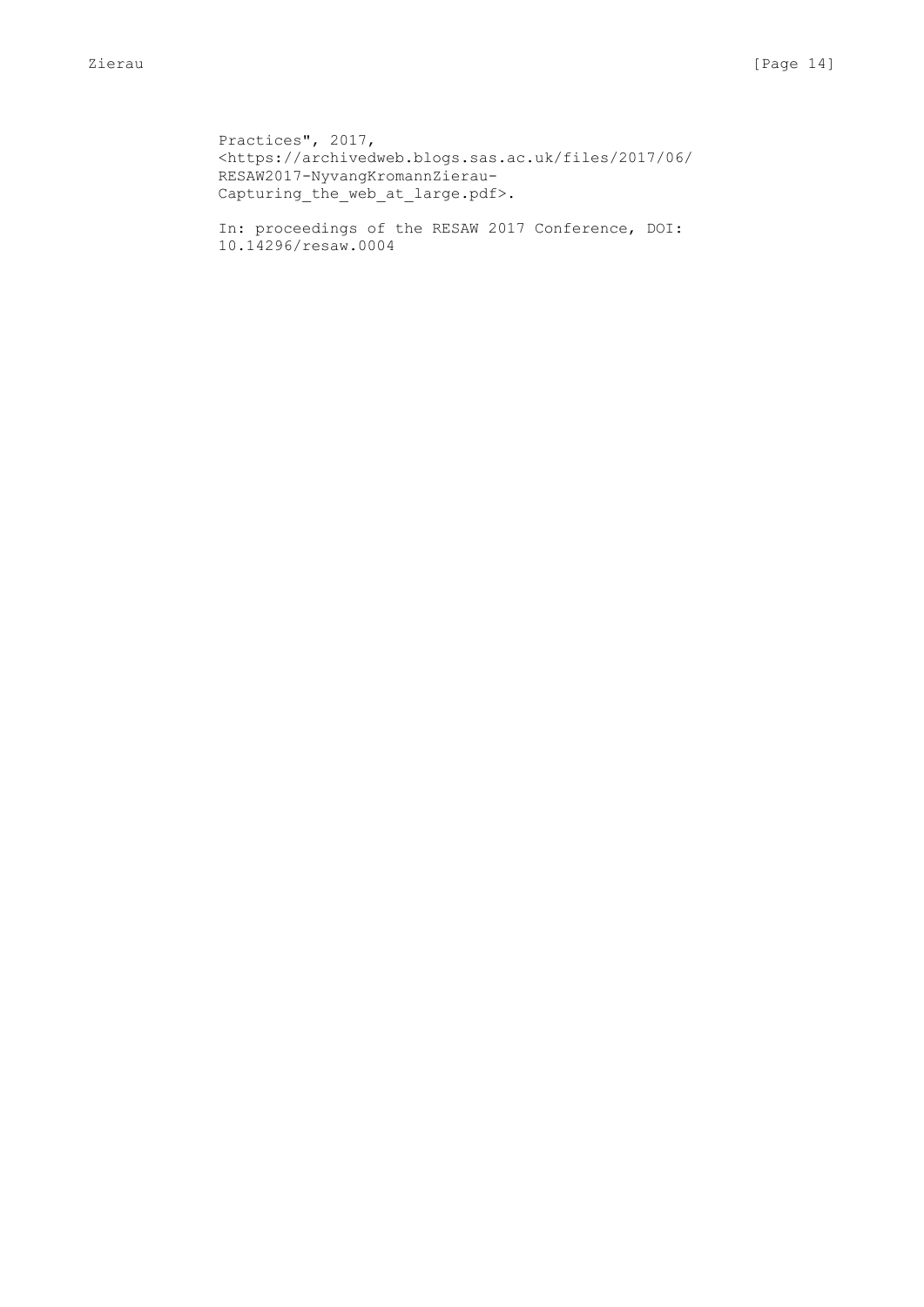Practices", 2017, <https://archivedweb.blogs.sas.ac.uk/files/2017/06/RESAW2017-NyvangKromannZierau-Capturing_the_web_at_large.pdf>.

In: proceedings of the RESAW 2017 Conference, DOI: 10.14296/resaw.0004